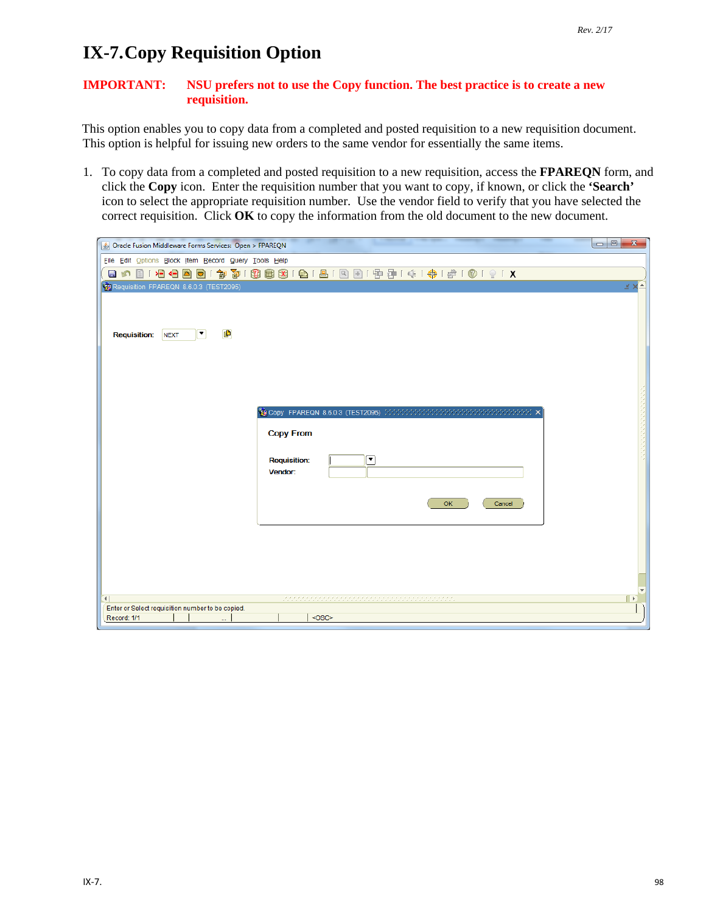# IX-7. Copy Requisition Option

**IMPORTANT: NSU prefers not to use the Copy function. The best practice is to create a new requisition.**

This option enables you to copy data from a completed and posted requisition to a new requisition document. This option is helpful for issuing new orders to the same vendor for essentially the same items.

1. To copy data from a completed and posted requisition to a new requisition, access the **FPAREQN** form, and click the **Copy** icon. Enter the requisition number that you want to copy, if known, or click the **'Search'** icon to select the appropriate requisition number. Use the vendor field to verify that you have selected the correct requisition. Click **OK** to copy the information from the old document to the new document.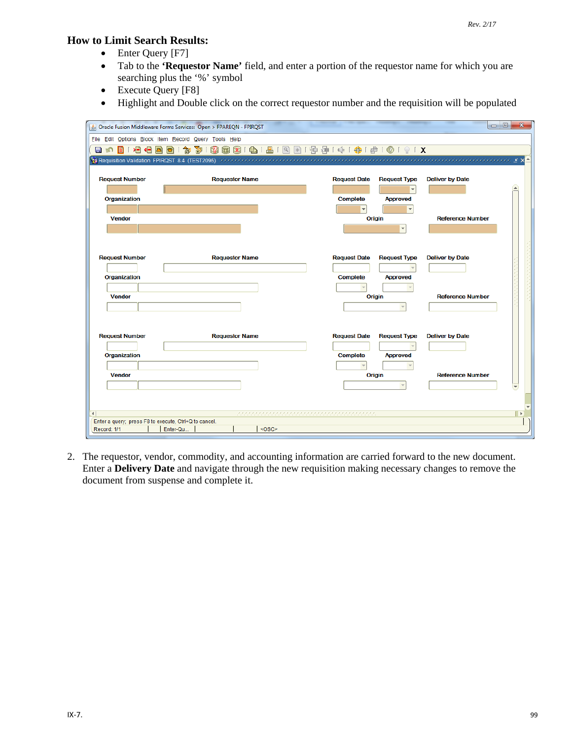### How to Limit Search Results:

- Enter Query [F7]
- Tab to the **'Requestor Name'** field, and enter a portion of the requestor name for which you are searching plus the '%' symbol
- Execute Query [F8]
- Highlight and Double click on the correct requestor number and the requisition will be populated

2. The requestor, vendor, commodity, and accounting information are carried forward to the new document. Enter a **Delivery Date** and navigate through the new requisition making necessary changes to remove the document from suspense and complete it.